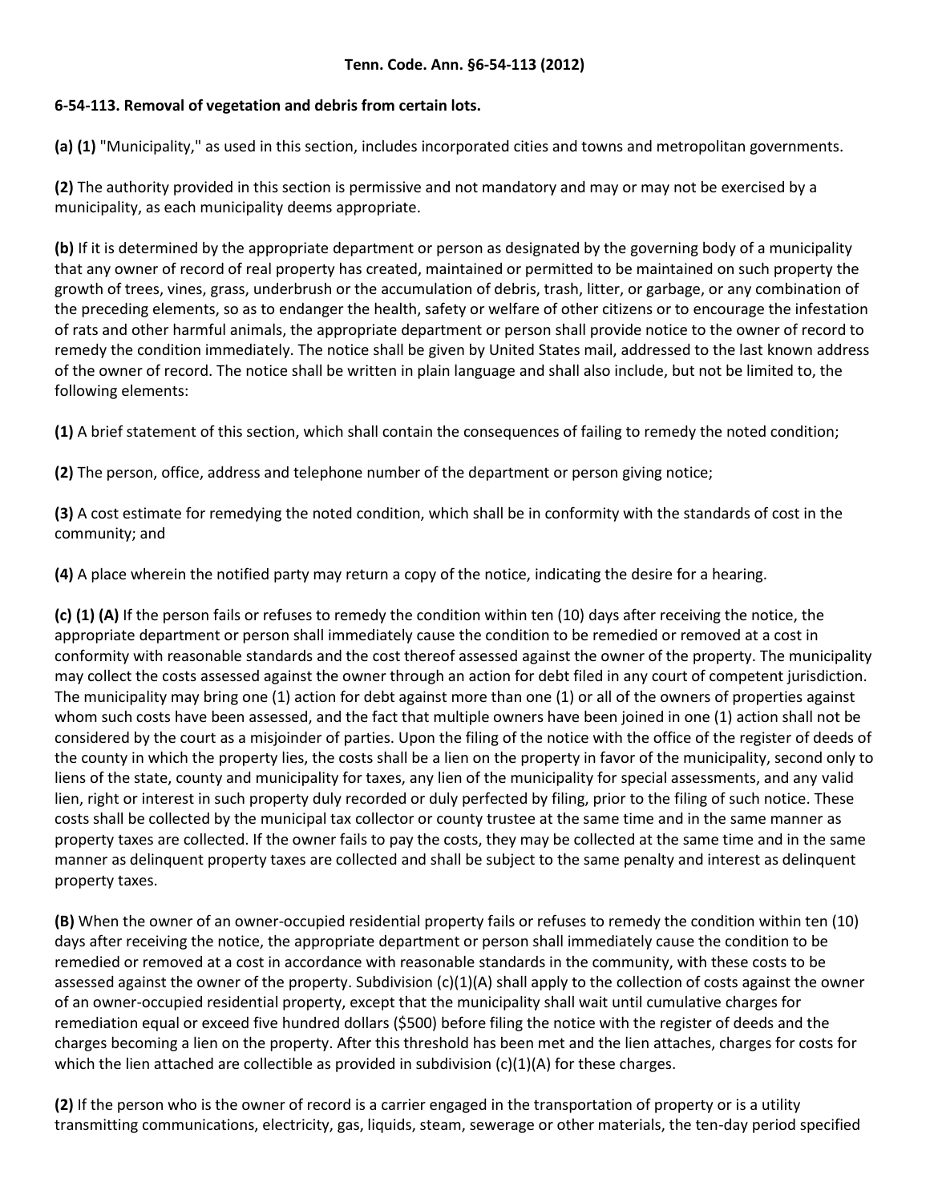**Tenn. Code. Ann. §6-54-113 (2012)**

**6-54-113. Removal of vegetation and debris from certain lots.**

**(a) (1)** "Municipality," as used in this section, includes incorporated cities and towns and metropolitan governments.

**(2)** The authority provided in this section is permissive and not mandatory and may or may not be exercised by a municipality, as each municipality deems appropriate.

**(b)** If it is determined by the appropriate department or person as designated by the governing body of a municipality that any owner of record of real property has created, maintained or permitted to be maintained on such property the growth of trees, vines, grass, underbrush or the accumulation of debris, trash, litter, or garbage, or any combination of the preceding elements, so as to endanger the health, safety or welfare of other citizens or to encourage the infestation of rats and other harmful animals, the appropriate department or person shall provide notice to the owner of record to remedy the condition immediately. The notice shall be given by United States mail, addressed to the last known address of the owner of record. The notice shall be written in plain language and shall also include, but not be limited to, the following elements:

**(1)** A brief statement of this section, which shall contain the consequences of failing to remedy the noted condition;

**(2)** The person, office, address and telephone number of the department or person giving notice;

**(3)** A cost estimate for remedying the noted condition, which shall be in conformity with the standards of cost in the community; and

**(4)** A place wherein the notified party may return a copy of the notice, indicating the desire for a hearing.

**(c) (1) (A)** If the person fails or refuses to remedy the condition within ten (10) days after receiving the notice, the appropriate department or person shall immediately cause the condition to be remedied or removed at a cost in conformity with reasonable standards and the cost thereof assessed against the owner of the property. The municipality may collect the costs assessed against the owner through an action for debt filed in any court of competent jurisdiction. The municipality may bring one (1) action for debt against more than one (1) or all of the owners of properties against whom such costs have been assessed, and the fact that multiple owners have been joined in one (1) action shall not be considered by the court as a misjoinder of parties. Upon the filing of the notice with the office of the register of deeds of the county in which the property lies, the costs shall be a lien on the property in favor of the municipality, second only to liens of the state, county and municipality for taxes, any lien of the municipality for special assessments, and any valid lien, right or interest in such property duly recorded or duly perfected by filing, prior to the filing of such notice. These costs shall be collected by the municipal tax collector or county trustee at the same time and in the same manner as property taxes are collected. If the owner fails to pay the costs, they may be collected at the same time and in the same manner as delinquent property taxes are collected and shall be subject to the same penalty and interest as delinquent property taxes.

**(B)** When the owner of an owner-occupied residential property fails or refuses to remedy the condition within ten (10) days after receiving the notice, the appropriate department or person shall immediately cause the condition to be remedied or removed at a cost in accordance with reasonable standards in the community, with these costs to be assessed against the owner of the property. Subdivision (c)(1)(A) shall apply to the collection of costs against the owner of an owner-occupied residential property, except that the municipality shall wait until cumulative charges for remediation equal or exceed five hundred dollars ($500) before filing the notice with the register of deeds and the charges becoming a lien on the property. After this threshold has been met and the lien attaches, charges for costs for which the lien attached are collectible as provided in subdivision (c)(1)(A) for these charges.

**(2)** If the person who is the owner of record is a carrier engaged in the transportation of property or is a utility transmitting communications, electricity, gas, liquids, steam, sewerage or other materials, the ten-day period specified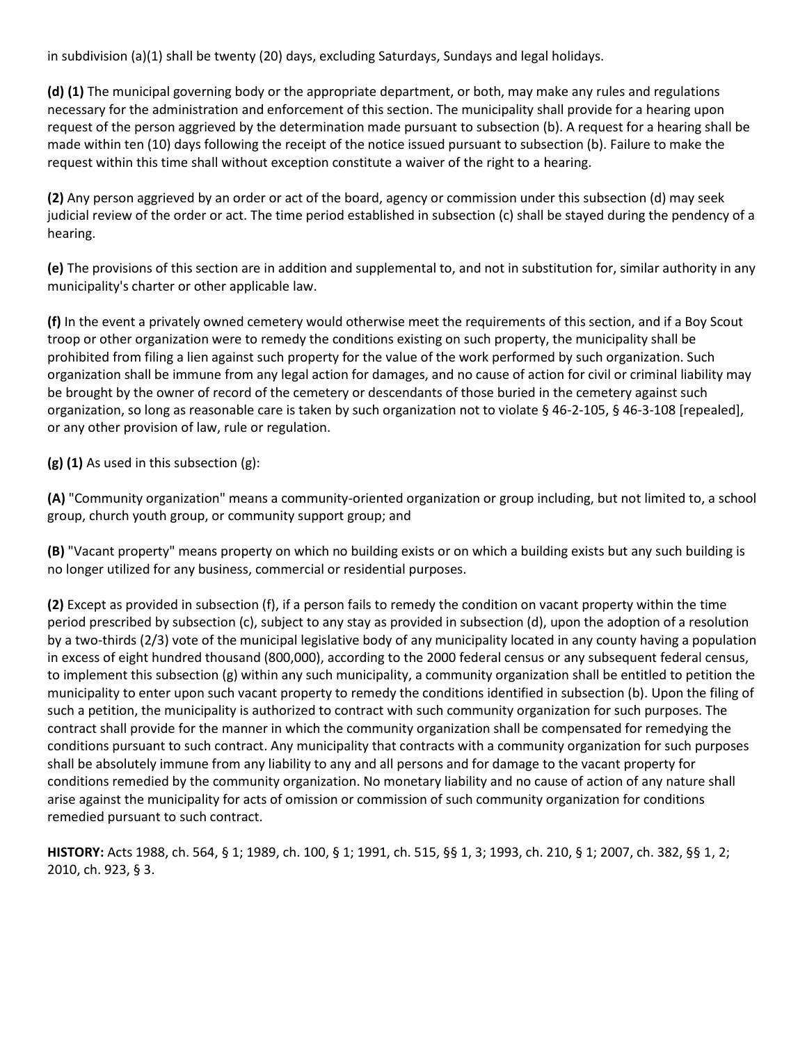in subdivision (a)(1) shall be twenty (20) days, excluding Saturdays, Sundays and legal holidays.

**(d) (1)** The municipal governing body or the appropriate department, or both, may make any rules and regulations necessary for the administration and enforcement of this section. The municipality shall provide for a hearing upon request of the person aggrieved by the determination made pursuant to subsection (b). A request for a hearing shall be made within ten (10) days following the receipt of the notice issued pursuant to subsection (b). Failure to make the request within this time shall without exception constitute a waiver of the right to a hearing.

**(2)** Any person aggrieved by an order or act of the board, agency or commission under this subsection (d) may seek judicial review of the order or act. The time period established in subsection (c) shall be stayed during the pendency of a hearing.

**(e)** The provisions of this section are in addition and supplemental to, and not in substitution for, similar authority in any municipality's charter or other applicable law.

**(f)** In the event a privately owned cemetery would otherwise meet the requirements of this section, and if a Boy Scout troop or other organization were to remedy the conditions existing on such property, the municipality shall be prohibited from filing a lien against such property for the value of the work performed by such organization. Such organization shall be immune from any legal action for damages, and no cause of action for civil or criminal liability may be brought by the owner of record of the cemetery or descendants of those buried in the cemetery against such organization, so long as reasonable care is taken by such organization not to violate § 46-2-105, § 46-3-108 [repealed], or any other provision of law, rule or regulation.

**(g) (1)** As used in this subsection (g):

**(A)** "Community organization" means a community-oriented organization or group including, but not limited to, a school group, church youth group, or community support group; and

**(B)** "Vacant property" means property on which no building exists or on which a building exists but any such building is no longer utilized for any business, commercial or residential purposes.

**(2)** Except as provided in subsection (f), if a person fails to remedy the condition on vacant property within the time period prescribed by subsection (c), subject to any stay as provided in subsection (d), upon the adoption of a resolution by a two-thirds (2/3) vote of the municipal legislative body of any municipality located in any county having a population in excess of eight hundred thousand (800,000), according to the 2000 federal census or any subsequent federal census, to implement this subsection (g) within any such municipality, a community organization shall be entitled to petition the municipality to enter upon such vacant property to remedy the conditions identified in subsection (b). Upon the filing of such a petition, the municipality is authorized to contract with such community organization for such purposes. The contract shall provide for the manner in which the community organization shall be compensated for remedying the conditions pursuant to such contract. Any municipality that contracts with a community organization for such purposes shall be absolutely immune from any liability to any and all persons and for damage to the vacant property for conditions remedied by the community organization. No monetary liability and no cause of action of any nature shall arise against the municipality for acts of omission or commission of such community organization for conditions remedied pursuant to such contract.

**HISTORY:** Acts 1988, ch. 564, § 1; 1989, ch. 100, § 1; 1991, ch. 515, §§ 1, 3; 1993, ch. 210, § 1; 2007, ch. 382, §§ 1, 2; 2010, ch. 923, § 3.